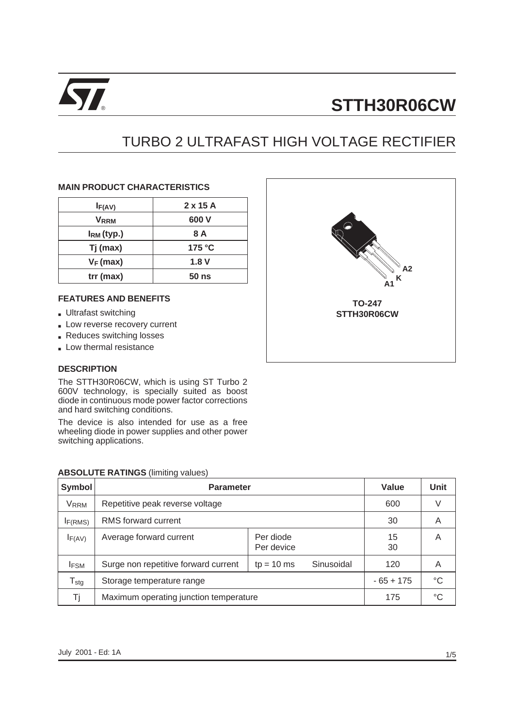# STTH30R06CW

## TURBO 2 ULTRAFAST HIGH VOLTAGE RECTIFIER

### MAIN PRODUCT CHARACTERISTICS

| | |
|---|---|
| $I_{F(AV)}$ | 2 x 15 A |
| $V_{RRM}$ | 600 V |
| $I_{RM}$ (typ.) | 8 A |
| Tj (max) | 175 °C |
| $V_F$ (max) | 1.8 V |
| trr (max) | 50 ns |

A2
K
A1

TO-247
STTH30R06CW

### FEATURES AND BENEFITS

- Ultrafast switching
- Low reverse recovery current
- Reduces switching losses
- Low thermal resistance

### DESCRIPTION

The STTH30R06CW, which is using ST Turbo 2 600V technology, is specially suited as boost diode in continuous mode power factor corrections and hard switching conditions.

The device is also intended for use as a free wheeling diode in power supplies and other power switching applications.

**ABSOLUTE RATINGS** (limiting values)

| Symbol | Parameter | | | Value | Unit |
|---|---|---|---|---|---|
| $V_{RRM}$ | Repetitive peak reverse voltage | | | 600 | V |
| $I_{F(RMS)}$ | RMS forward current | | | 30 | A |
| $I_{F(AV)}$ | Average forward current | Per diode<br>Per device | | 15<br>30 | A |
| $I_{FSM}$ | Surge non repetitive forward current | tp = 10 ms | Sinusoidal | 120 | A |
| $T_{stg}$ | Storage temperature range | | | - 65 + 175 | °C |
| Tj | Maximum operating junction temperature | | | 175 | °C |

July 2001 - Ed: 1A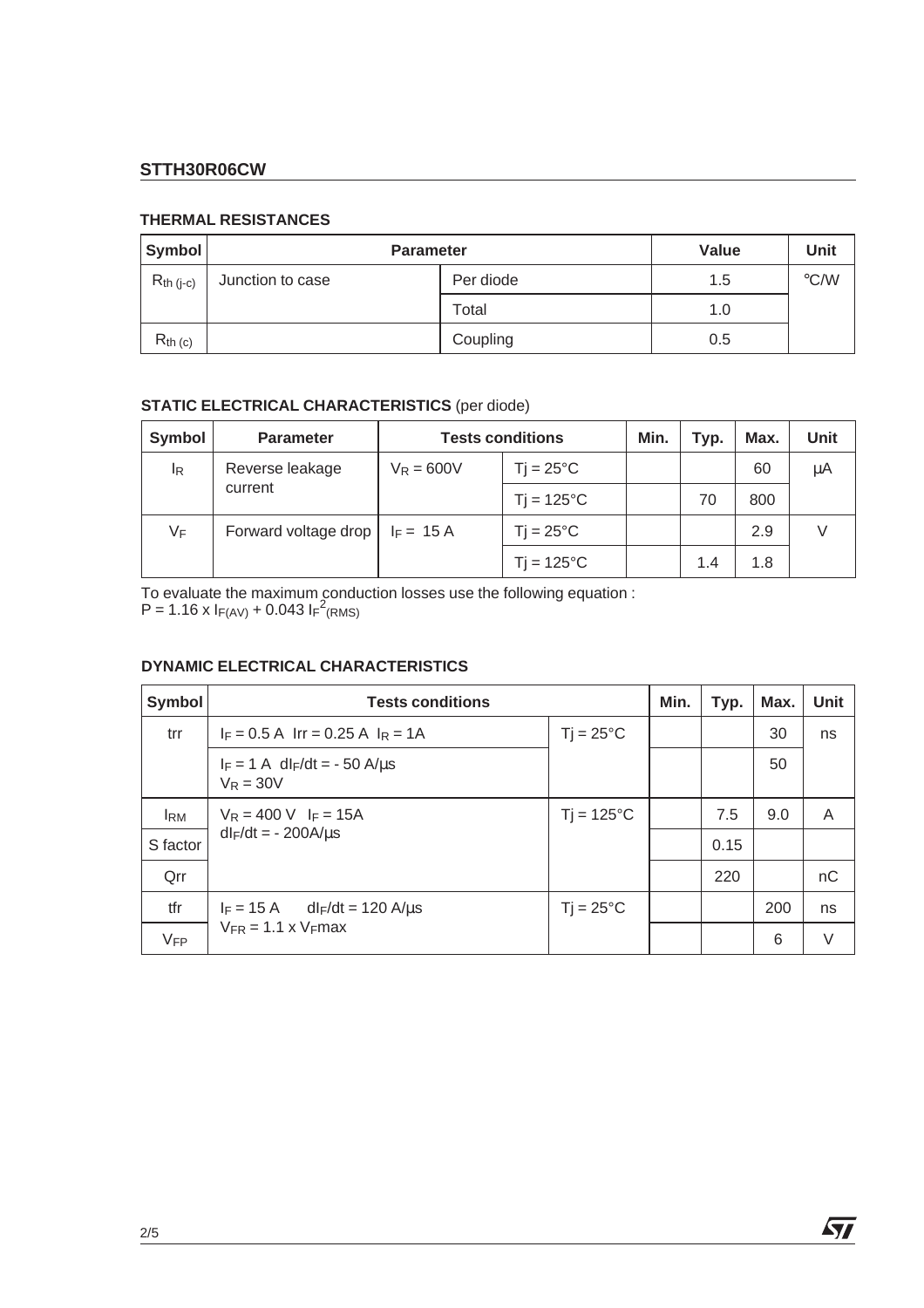## STTH30R06CW

### THERMAL RESISTANCES

| Symbol | Parameter | | Value | Unit |
|---|---|---|---|---|
| $R_{th\ (j-c)}$ | Junction to case | Per diode | 1.5 | °C/W |
| | | Total | 1.0 | |
| $R_{th\ (c)}$ | | Coupling | 0.5 | |

### STATIC ELECTRICAL CHARACTERISTICS (per diode)

| Symbol | Parameter | Tests conditions | | Min. | Typ. | Max. | Unit |
|---|---|---|---|---|---|---|---|
| $I_R$ | Reverse leakage current | $V_R = 600V$ | $T_j = 25°C$ | | | 60 | µA |
| | | | $T_j = 125°C$ | | 70 | 800 | |
| $V_F$ | Forward voltage drop | $I_F = 15\ A$ | $T_j = 25°C$ | | | 2.9 | V |
| | | | $T_j = 125°C$ | | 1.4 | 1.8 | |

To evaluate the maximum conduction losses use the following equation :
$P = 1.16 \times I_{F(AV)} + 0.043\ I_F{}^2{}_{(RMS)}$

### DYNAMIC ELECTRICAL CHARACTERISTICS

| Symbol | Tests conditions | | Min. | Typ. | Max. | Unit |
|---|---|---|---|---|---|---|
| trr | $I_F = 0.5\ A$ $Irr = 0.25\ A$ $I_R = 1A$ | $T_j = 25°C$ | | | 30 | ns |
| | $I_F = 1\ A$ $dI_F/dt = -50\ A/µs$ $V_R = 30V$ | | | | 50 | |
| $I_{RM}$ | $V_R = 400\ V$ $I_F = 15A$ $dI_F/dt = -200A/µs$ | $T_j = 125°C$ | | 7.5 | 9.0 | A |
| S factor | | | | 0.15 | | |
| Qrr | | | | 220 | | nC |
| tfr | $I_F = 15\ A$ $dI_F/dt = 120\ A/µs$ $V_{FR} = 1.1 \times V_Fmax$ | $T_j = 25°C$ | | | 200 | ns |
| $V_{FP}$ | | | | | 6 | V |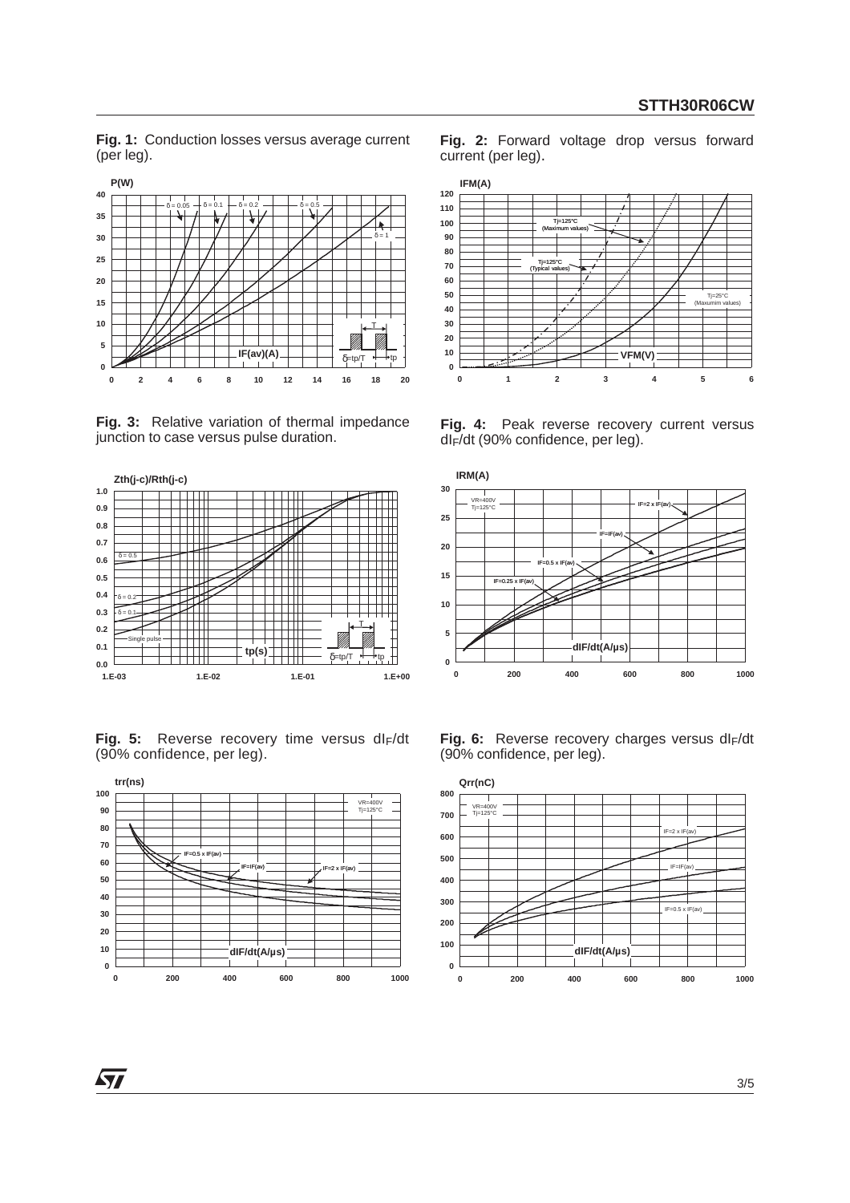**Fig. 1:** Conduction losses versus average current (per leg).

**Fig. 2:** Forward voltage drop versus forward current (per leg).

**Fig. 3:** Relative variation of thermal impedance junction to case versus pulse duration.

**Fig. 4:** Peak reverse recovery current versus $dI_F/dt$ (90% confidence, per leg).

**Fig. 5:** Reverse recovery time versus $dI_F/dt$ (90% confidence, per leg).

**Fig. 6:** Reverse recovery charges versus $dI_F/dt$ (90% confidence, per leg).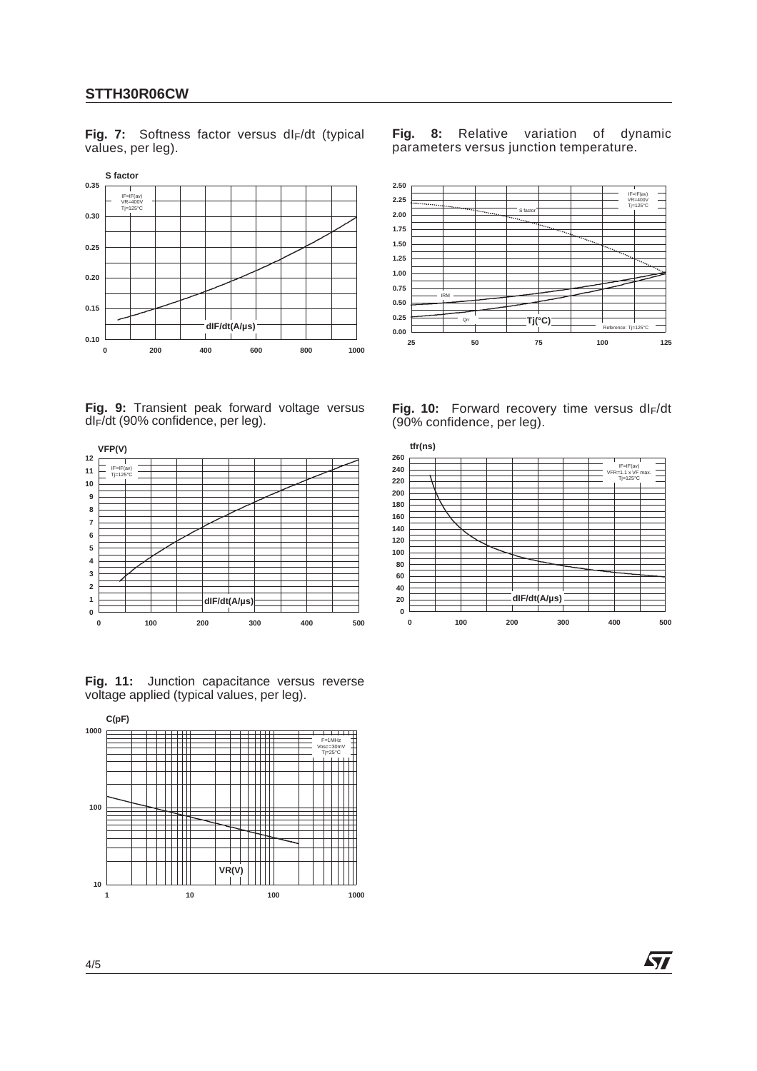**Fig. 7:** Softness factor versus $dI_F/dt$ (typical values, per leg).

**Fig. 8:** Relative variation of dynamic parameters versus junction temperature.

**Fig. 9:** Transient peak forward voltage versus $dI_F/dt$ (90% confidence, per leg).

**Fig. 10:** Forward recovery time versus $dI_F/dt$ (90% confidence, per leg).

**Fig. 11:** Junction capacitance versus reverse voltage applied (typical values, per leg).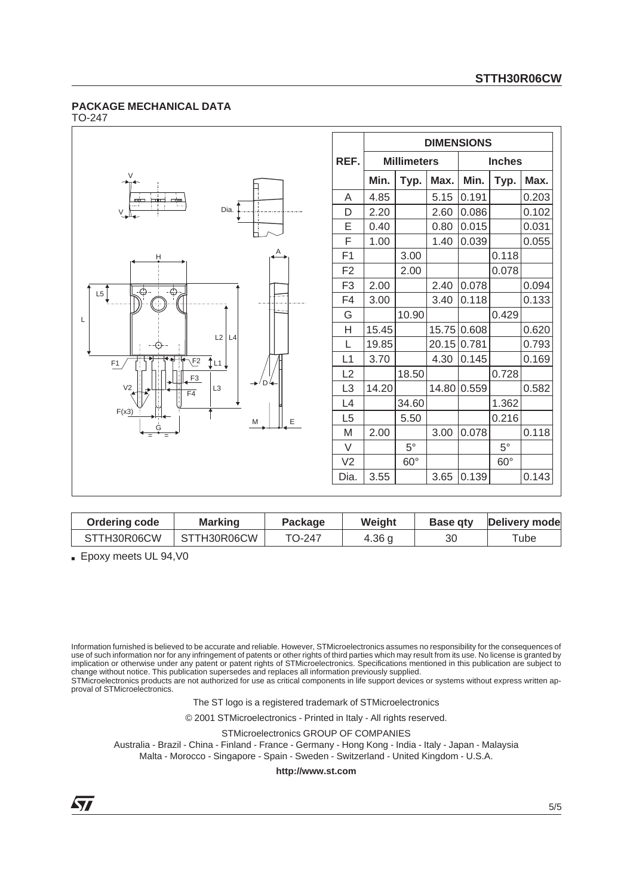## PACKAGE MECHANICAL DATA

TO-247

V
V
Dia.
H
A
L5
L
L2
L4
F1
F2
L1
F3
V2
F4
L3
D
F(x3)
G
M
E

| REF. | DIMENSIONS | | | | | |
|---|---|---|---|---|---|---|
| | Millimeters | | | Inches | | |
| | Min. | Typ. | Max. | Min. | Typ. | Max. |
| A | 4.85 | | 5.15 | 0.191 | | 0.203 |
| D | 2.20 | | 2.60 | 0.086 | | 0.102 |
| E | 0.40 | | 0.80 | 0.015 | | 0.031 |
| F | 1.00 | | 1.40 | 0.039 | | 0.055 |
| F1 | | 3.00 | | | 0.118 | |
| F2 | | 2.00 | | | 0.078 | |
| F3 | 2.00 | | 2.40 | 0.078 | | 0.094 |
| F4 | 3.00 | | 3.40 | 0.118 | | 0.133 |
| G | | 10.90 | | | 0.429 | |
| H | 15.45 | | 15.75 | 0.608 | | 0.620 |
| L | 19.85 | | 20.15 | 0.781 | | 0.793 |
| L1 | 3.70 | | 4.30 | 0.145 | | 0.169 |
| L2 | | 18.50 | | | 0.728 | |
| L3 | 14.20 | | 14.80 | 0.559 | | 0.582 |
| L4 | | 34.60 | | | 1.362 | |
| L5 | | 5.50 | | | 0.216 | |
| M | 2.00 | | 3.00 | 0.078 | | 0.118 |
| V | | 5° | | | 5° | |
| V2 | | 60° | | | 60° | |
| Dia. | 3.55 | | 3.65 | 0.139 | | 0.143 |

| Ordering code | Marking | Package | Weight | Base qty | Delivery mode |
|---|---|---|---|---|---|
| STTH30R06CW | STTH30R06CW | TO-247 | 4.36 g | 30 | Tube |

- Epoxy meets UL 94,V0

Information furnished is believed to be accurate and reliable. However, STMicroelectronics assumes no responsibility for the consequences of use of such information nor for any infringement of patents or other rights of third parties which may result from its use. No license is granted by implication or otherwise under any patent or patent rights of STMicroelectronics. Specifications mentioned in this publication are subject to change without notice. This publication supersedes and replaces all information previously supplied.
STMicroelectronics products are not authorized for use as critical components in life support devices or systems without express written approval of STMicroelectronics.

The ST logo is a registered trademark of STMicroelectronics

© 2001 STMicroelectronics - Printed in Italy - All rights reserved.

STMicroelectronics GROUP OF COMPANIES

Australia - Brazil - China - Finland - France - Germany - Hong Kong - India - Italy - Japan - Malaysia
Malta - Morocco - Singapore - Spain - Sweden - Switzerland - United Kingdom - U.S.A.

**http://www.st.com**